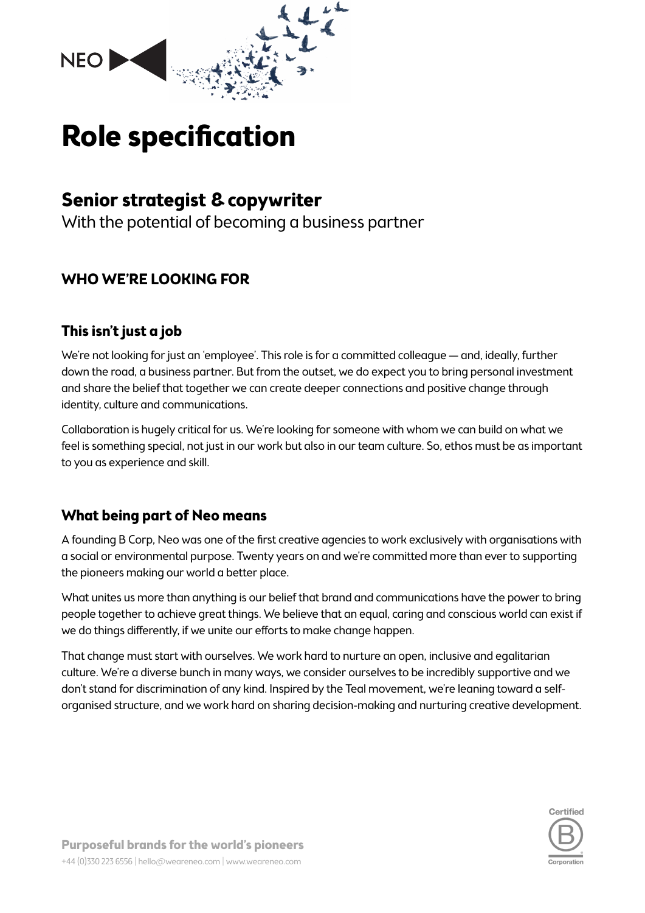# Role specification

## Senior strategist & copywriter

With the potential of becoming a business partner

### WHO WE'RE LOOKING FOR

#### This isn't just a job

We're not looking for just an 'employee'. This role is for a committed colleague — and, ideally, further down the road, a business partner. But from the outset, we do expect you to bring personal investment and share the belief that together we can create deeper connections and positive change through identity, culture and communications.

Collaboration is hugely critical for us. We're looking for someone with whom we can build on what we feel is something special, not just in our work but also in our team culture. So, ethos must be as important to you as experience and skill.

#### What being part of Neo means

A founding B Corp, Neo was one of the first creative agencies to work exclusively with organisations with a social or environmental purpose. Twenty years on and we're committed more than ever to supporting the pioneers making our world a better place.

What unites us more than anything is our belief that brand and communications have the power to bring people together to achieve great things. We believe that an equal, caring and conscious world can exist if we do things differently, if we unite our efforts to make change happen.

That change must start with ourselves. We work hard to nurture an open, inclusive and egalitarian culture. We're a diverse bunch in many ways, we consider ourselves to be incredibly supportive and we don't stand for discrimination of any kind. Inspired by the Teal movement, we're leaning toward a self-organised structure, and we work hard on sharing decision-making and nurturing creative development.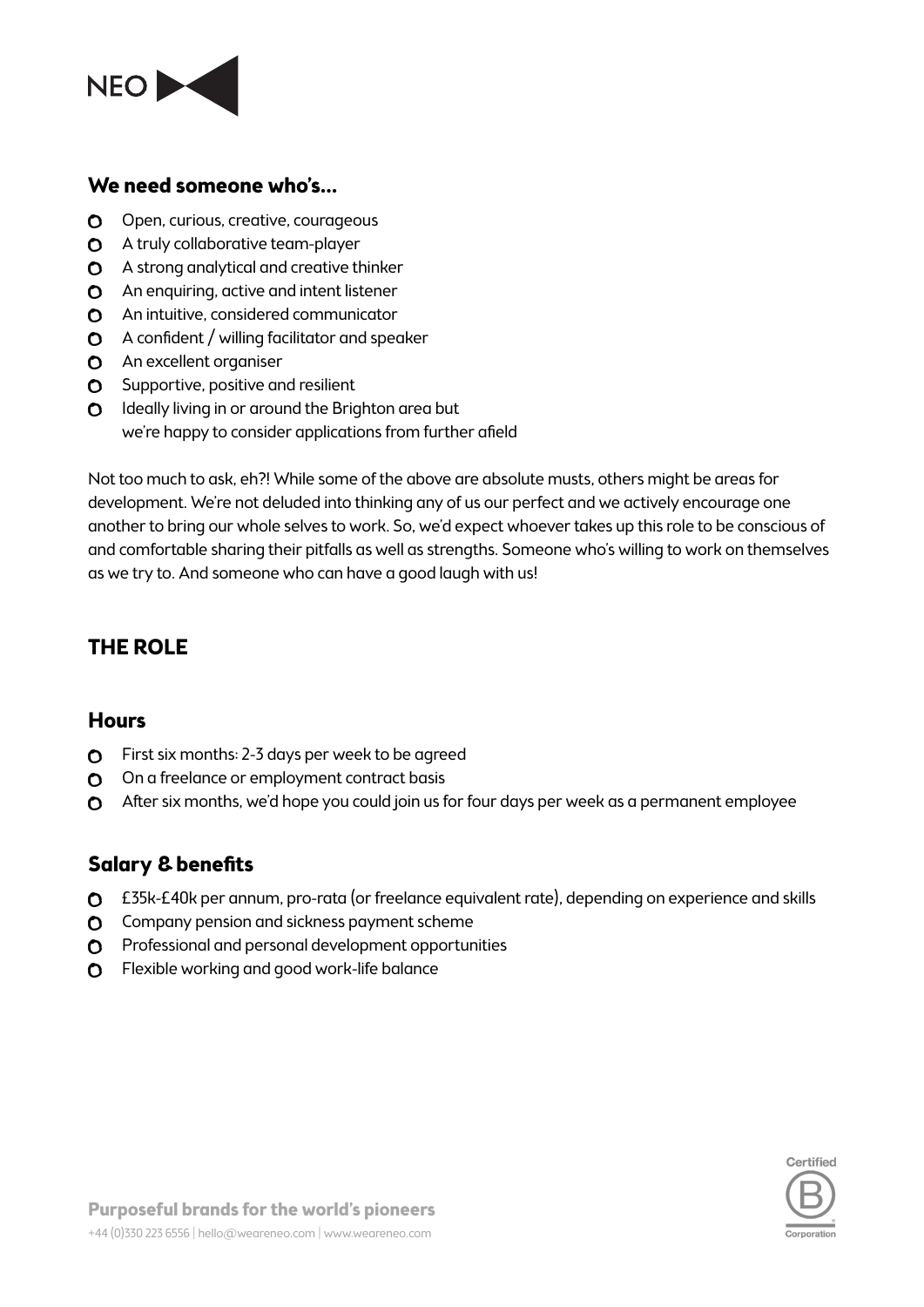## We need someone who's...

- Open, curious, creative, courageous
- A truly collaborative team-player
- A strong analytical and creative thinker
- An enquiring, active and intent listener
- An intuitive, considered communicator
- A confident / willing facilitator and speaker
- An excellent organiser
- Supportive, positive and resilient
- Ideally living in or around the Brighton area but we're happy to consider applications from further afield

Not too much to ask, eh?! While some of the above are absolute musts, others might be areas for development. We're not deluded into thinking any of us our perfect and we actively encourage one another to bring our whole selves to work. So, we'd expect whoever takes up this role to be conscious of and comfortable sharing their pitfalls as well as strengths. Someone who's willing to work on themselves as we try to. And someone who can have a good laugh with us!

# THE ROLE

## Hours

- First six months: 2-3 days per week to be agreed
- On a freelance or employment contract basis
- After six months, we'd hope you could join us for four days per week as a permanent employee

## Salary & benefits

- £35k-£40k per annum, pro-rata (or freelance equivalent rate), depending on experience and skills
- Company pension and sickness payment scheme
- Professional and personal development opportunities
- Flexible working and good work-life balance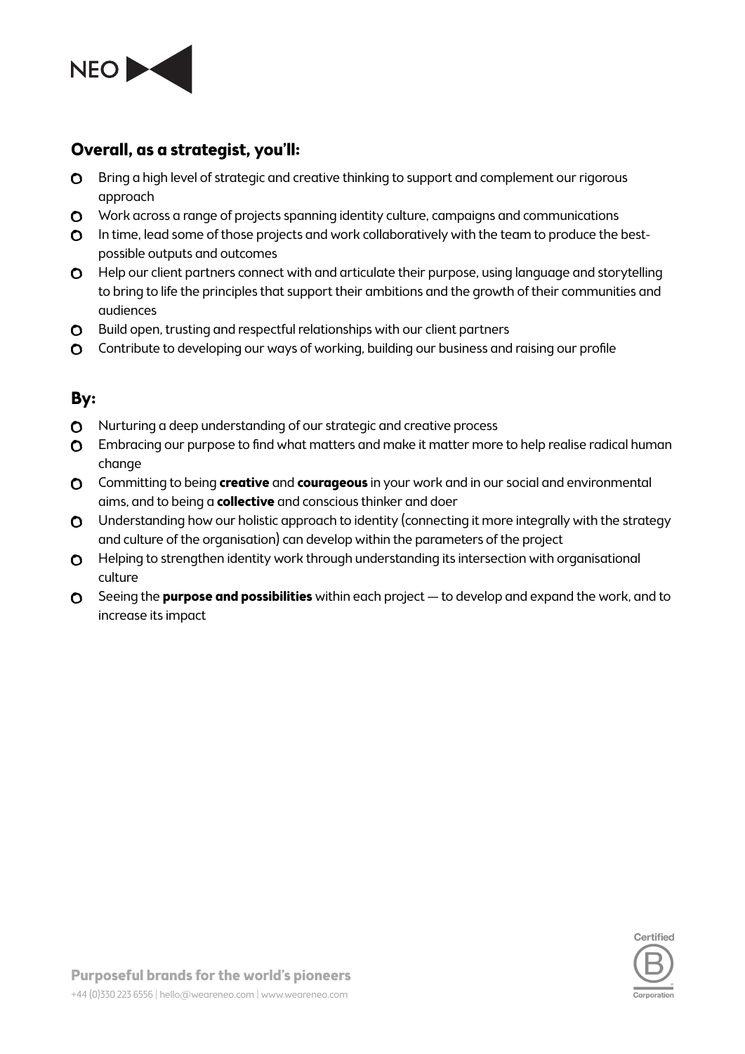## Overall, as a strategist, you'll:

- Bring a high level of strategic and creative thinking to support and complement our rigorous approach
- Work across a range of projects spanning identity culture, campaigns and communications
- In time, lead some of those projects and work collaboratively with the team to produce the best-possible outputs and outcomes
- Help our client partners connect with and articulate their purpose, using language and storytelling to bring to life the principles that support their ambitions and the growth of their communities and audiences
- Build open, trusting and respectful relationships with our client partners
- Contribute to developing our ways of working, building our business and raising our profile

## By:

- Nurturing a deep understanding of our strategic and creative process
- Embracing our purpose to find what matters and make it matter more to help realise radical human change
- Committing to being **creative** and **courageous** in your work and in our social and environmental aims, and to being a **collective** and conscious thinker and doer
- Understanding how our holistic approach to identity (connecting it more integrally with the strategy and culture of the organisation) can develop within the parameters of the project
- Helping to strengthen identity work through understanding its intersection with organisational culture
- Seeing the **purpose and possibilities** within each project — to develop and expand the work, and to increase its impact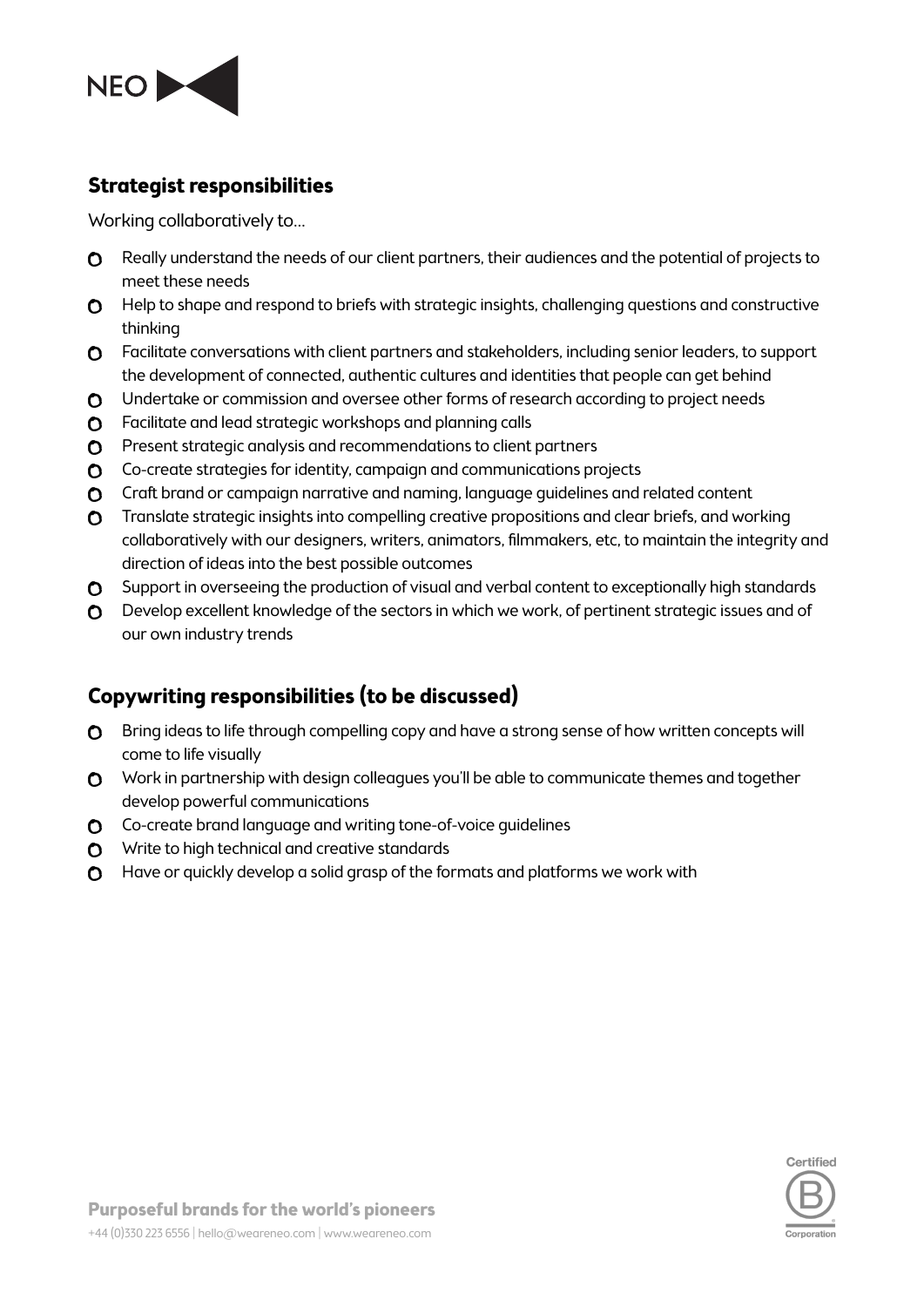## Strategist responsibilities

Working collaboratively to...

- Really understand the needs of our client partners, their audiences and the potential of projects to meet these needs
- Help to shape and respond to briefs with strategic insights, challenging questions and constructive thinking
- Facilitate conversations with client partners and stakeholders, including senior leaders, to support the development of connected, authentic cultures and identities that people can get behind
- Undertake or commission and oversee other forms of research according to project needs
- Facilitate and lead strategic workshops and planning calls
- Present strategic analysis and recommendations to client partners
- Co-create strategies for identity, campaign and communications projects
- Craft brand or campaign narrative and naming, language guidelines and related content
- Translate strategic insights into compelling creative propositions and clear briefs, and working collaboratively with our designers, writers, animators, filmmakers, etc, to maintain the integrity and direction of ideas into the best possible outcomes
- Support in overseeing the production of visual and verbal content to exceptionally high standards
- Develop excellent knowledge of the sectors in which we work, of pertinent strategic issues and of our own industry trends

## Copywriting responsibilities (to be discussed)

- Bring ideas to life through compelling copy and have a strong sense of how written concepts will come to life visually
- Work in partnership with design colleagues you'll be able to communicate themes and together develop powerful communications
- Co-create brand language and writing tone-of-voice guidelines
- Write to high technical and creative standards
- Have or quickly develop a solid grasp of the formats and platforms we work with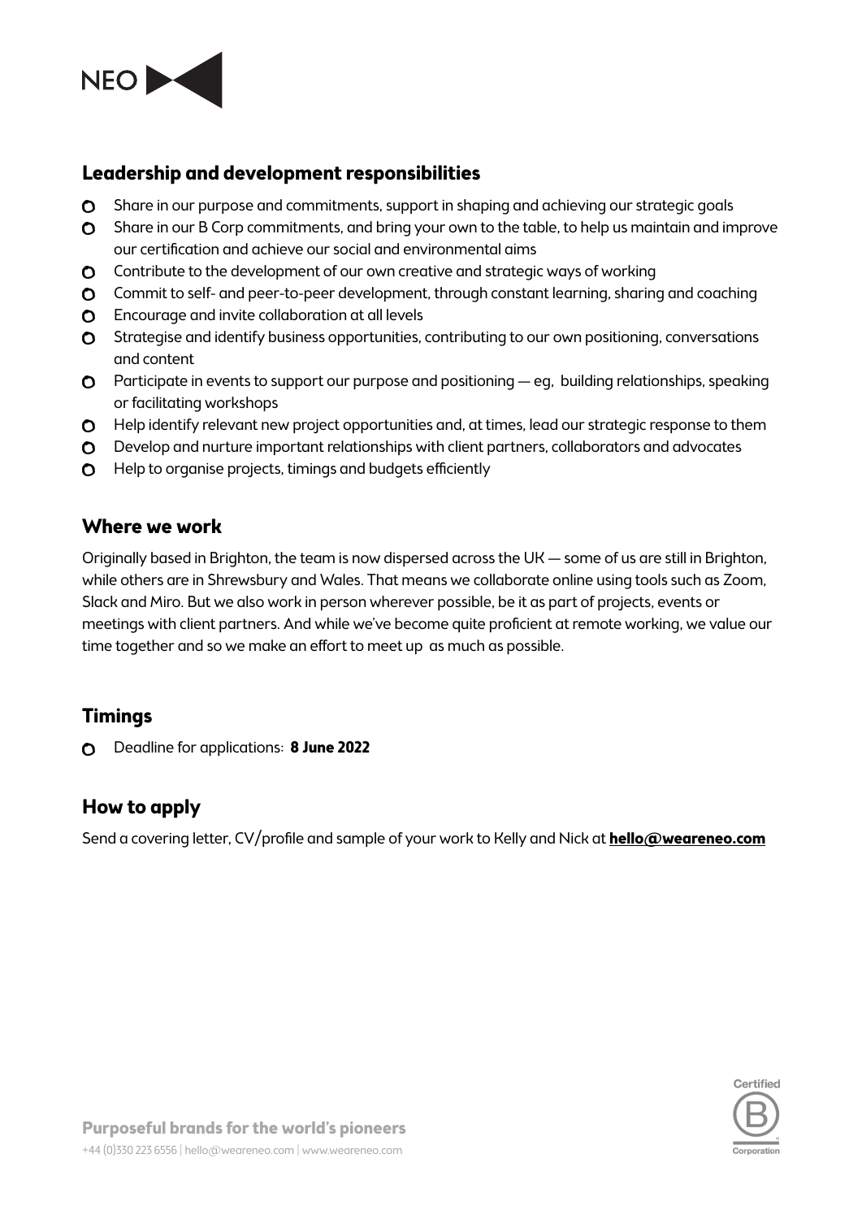## Leadership and development responsibilities

- Share in our purpose and commitments, support in shaping and achieving our strategic goals
- Share in our B Corp commitments, and bring your own to the table, to help us maintain and improve our certification and achieve our social and environmental aims
- Contribute to the development of our own creative and strategic ways of working
- Commit to self- and peer-to-peer development, through constant learning, sharing and coaching
- Encourage and invite collaboration at all levels
- Strategise and identify business opportunities, contributing to our own positioning, conversations and content
- Participate in events to support our purpose and positioning — eg, building relationships, speaking or facilitating workshops
- Help identify relevant new project opportunities and, at times, lead our strategic response to them
- Develop and nurture important relationships with client partners, collaborators and advocates
- Help to organise projects, timings and budgets efficiently

## Where we work

Originally based in Brighton, the team is now dispersed across the UK — some of us are still in Brighton, while others are in Shrewsbury and Wales. That means we collaborate online using tools such as Zoom, Slack and Miro. But we also work in person wherever possible, be it as part of projects, events or meetings with client partners. And while we've become quite proficient at remote working, we value our time together and so we make an effort to meet up as much as possible.

## Timings

- Deadline for applications: **8 June 2022**

## How to apply

Send a covering letter, CV/profile and sample of your work to Kelly and Nick at **hello@weareneo.com**